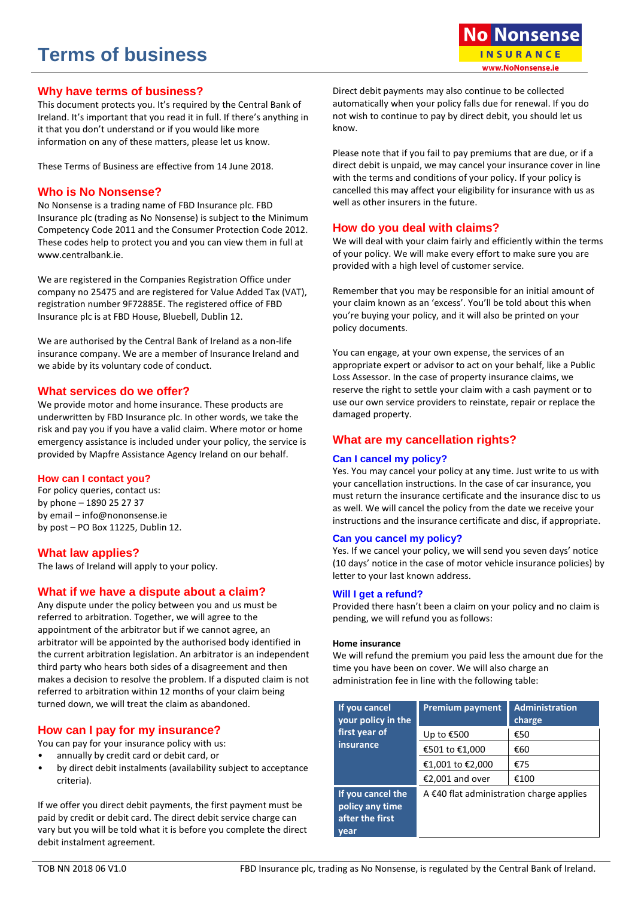# Terms of business

No Nonsense INSURANCE
www.NoNonsense.ie

## Why have terms of business?

This document protects you. It's required by the Central Bank of Ireland. It's important that you read it in full. If there's anything in it that you don't understand or if you would like more information on any of these matters, please let us know.

These Terms of Business are effective from 14 June 2018.

## Who is No Nonsense?

No Nonsense is a trading name of FBD Insurance plc. FBD Insurance plc (trading as No Nonsense) is subject to the Minimum Competency Code 2011 and the Consumer Protection Code 2012. These codes help to protect you and you can view them in full at www.centralbank.ie.

We are registered in the Companies Registration Office under company no 25475 and are registered for Value Added Tax (VAT), registration number 9F72885E. The registered office of FBD Insurance plc is at FBD House, Bluebell, Dublin 12.

We are authorised by the Central Bank of Ireland as a non-life insurance company. We are a member of Insurance Ireland and we abide by its voluntary code of conduct.

## What services do we offer?

We provide motor and home insurance. These products are underwritten by FBD Insurance plc. In other words, we take the risk and pay you if you have a valid claim. Where motor or home emergency assistance is included under your policy, the service is provided by Mapfre Assistance Agency Ireland on our behalf.

### How can I contact you?

For policy queries, contact us:
by phone – 1890 25 27 37
by email – info@nononsense.ie
by post – PO Box 11225, Dublin 12.

## What law applies?

The laws of Ireland will apply to your policy.

## What if we have a dispute about a claim?

Any dispute under the policy between you and us must be referred to arbitration. Together, we will agree to the appointment of the arbitrator but if we cannot agree, an arbitrator will be appointed by the authorised body identified in the current arbitration legislation. An arbitrator is an independent third party who hears both sides of a disagreement and then makes a decision to resolve the problem. If a disputed claim is not referred to arbitration within 12 months of your claim being turned down, we will treat the claim as abandoned.

## How can I pay for my insurance?

You can pay for your insurance policy with us:

- annually by credit card or debit card, or
- by direct debit instalments (availability subject to acceptance criteria).

If we offer you direct debit payments, the first payment must be paid by credit or debit card. The direct debit service charge can vary but you will be told what it is before you complete the direct debit instalment agreement.

Direct debit payments may also continue to be collected automatically when your policy falls due for renewal. If you do not wish to continue to pay by direct debit, you should let us know.

Please note that if you fail to pay premiums that are due, or if a direct debit is unpaid, we may cancel your insurance cover in line with the terms and conditions of your policy. If your policy is cancelled this may affect your eligibility for insurance with us as well as other insurers in the future.

## How do you deal with claims?

We will deal with your claim fairly and efficiently within the terms of your policy. We will make every effort to make sure you are provided with a high level of customer service.

Remember that you may be responsible for an initial amount of your claim known as an 'excess'. You'll be told about this when you're buying your policy, and it will also be printed on your policy documents.

You can engage, at your own expense, the services of an appropriate expert or advisor to act on your behalf, like a Public Loss Assessor. In the case of property insurance claims, we reserve the right to settle your claim with a cash payment or to use our own service providers to reinstate, repair or replace the damaged property.

## What are my cancellation rights?

### Can I cancel my policy?

Yes. You may cancel your policy at any time. Just write to us with your cancellation instructions. In the case of car insurance, you must return the insurance certificate and the insurance disc to us as well. We will cancel the policy from the date we receive your instructions and the insurance certificate and disc, if appropriate.

### Can you cancel my policy?

Yes. If we cancel your policy, we will send you seven days' notice (10 days' notice in the case of motor vehicle insurance policies) by letter to your last known address.

### Will I get a refund?

Provided there hasn't been a claim on your policy and no claim is pending, we will refund you as follows:

**Home insurance**

We will refund the premium you paid less the amount due for the time you have been on cover. We will also charge an administration fee in line with the following table:

| | Premium payment | Administration charge |
|---|---|---|
| If you cancel your policy in the first year of insurance | Up to €500 | €50 |
| | €501 to €1,000 | €60 |
| | €1,001 to €2,000 | €75 |
| | €2,001 and over | €100 |
| If you cancel the policy any time after the first year | A €40 flat administration charge applies | |

TOB NN 2018 06 V1.0 FBD Insurance plc, trading as No Nonsense, is regulated by the Central Bank of Ireland.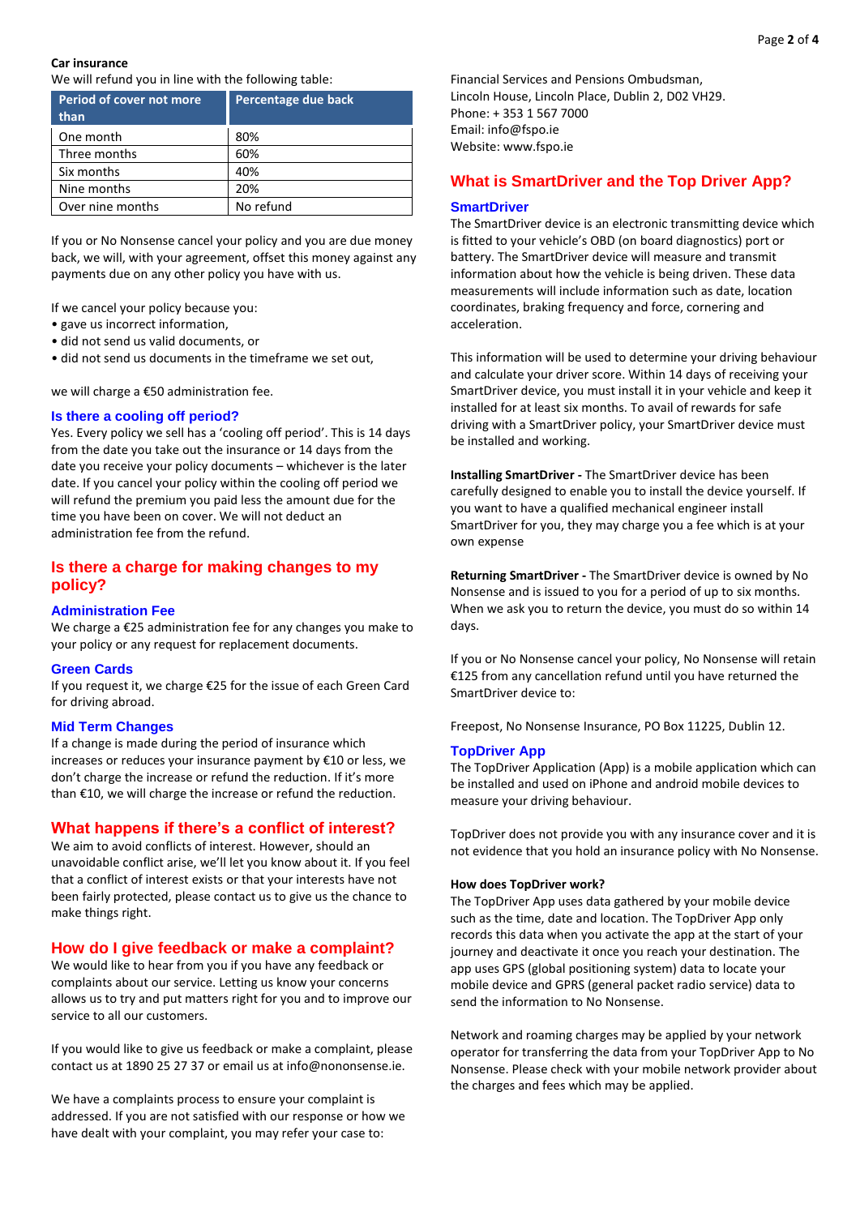**Car insurance**

We will refund you in line with the following table:

| Period of cover not more than | Percentage due back |
|---|---|
| One month | 80% |
| Three months | 60% |
| Six months | 40% |
| Nine months | 20% |
| Over nine months | No refund |

If you or No Nonsense cancel your policy and you are due money back, we will, with your agreement, offset this money against any payments due on any other policy you have with us.

If we cancel your policy because you:

- gave us incorrect information,
- did not send us valid documents, or
- did not send us documents in the timeframe we set out,

we will charge a €50 administration fee.

### Is there a cooling off period?

Yes. Every policy we sell has a 'cooling off period'. This is 14 days from the date you take out the insurance or 14 days from the date you receive your policy documents – whichever is the later date. If you cancel your policy within the cooling off period we will refund the premium you paid less the amount due for the time you have been on cover. We will not deduct an administration fee from the refund.

## Is there a charge for making changes to my policy?

### Administration Fee

We charge a €25 administration fee for any changes you make to your policy or any request for replacement documents.

### Green Cards

If you request it, we charge €25 for the issue of each Green Card for driving abroad.

### Mid Term Changes

If a change is made during the period of insurance which increases or reduces your insurance payment by €10 or less, we don't charge the increase or refund the reduction. If it's more than €10, we will charge the increase or refund the reduction.

## What happens if there's a conflict of interest?

We aim to avoid conflicts of interest. However, should an unavoidable conflict arise, we'll let you know about it. If you feel that a conflict of interest exists or that your interests have not been fairly protected, please contact us to give us the chance to make things right.

## How do I give feedback or make a complaint?

We would like to hear from you if you have any feedback or complaints about our service. Letting us know your concerns allows us to try and put matters right for you and to improve our service to all our customers.

If you would like to give us feedback or make a complaint, please contact us at 1890 25 27 37 or email us at info@nononsense.ie.

We have a complaints process to ensure your complaint is addressed. If you are not satisfied with our response or how we have dealt with your complaint, you may refer your case to:

Financial Services and Pensions Ombudsman,
Lincoln House, Lincoln Place, Dublin 2, D02 VH29.
Phone: + 353 1 567 7000
Email: info@fspo.ie
Website: www.fspo.ie

## What is SmartDriver and the Top Driver App?

### SmartDriver

The SmartDriver device is an electronic transmitting device which is fitted to your vehicle's OBD (on board diagnostics) port or battery. The SmartDriver device will measure and transmit information about how the vehicle is being driven. These data measurements will include information such as date, location coordinates, braking frequency and force, cornering and acceleration.

This information will be used to determine your driving behaviour and calculate your driver score. Within 14 days of receiving your SmartDriver device, you must install it in your vehicle and keep it installed for at least six months. To avail of rewards for safe driving with a SmartDriver policy, your SmartDriver device must be installed and working.

**Installing SmartDriver -** The SmartDriver device has been carefully designed to enable you to install the device yourself. If you want to have a qualified mechanical engineer install SmartDriver for you, they may charge you a fee which is at your own expense

**Returning SmartDriver -** The SmartDriver device is owned by No Nonsense and is issued to you for a period of up to six months. When we ask you to return the device, you must do so within 14 days.

If you or No Nonsense cancel your policy, No Nonsense will retain €125 from any cancellation refund until you have returned the SmartDriver device to:

Freepost, No Nonsense Insurance, PO Box 11225, Dublin 12.

### TopDriver App

The TopDriver Application (App) is a mobile application which can be installed and used on iPhone and android mobile devices to measure your driving behaviour.

TopDriver does not provide you with any insurance cover and it is not evidence that you hold an insurance policy with No Nonsense.

**How does TopDriver work?**

The TopDriver App uses data gathered by your mobile device such as the time, date and location. The TopDriver App only records this data when you activate the app at the start of your journey and deactivate it once you reach your destination. The app uses GPS (global positioning system) data to locate your mobile device and GPRS (general packet radio service) data to send the information to No Nonsense.

Network and roaming charges may be applied by your network operator for transferring the data from your TopDriver App to No Nonsense. Please check with your mobile network provider about the charges and fees which may be applied.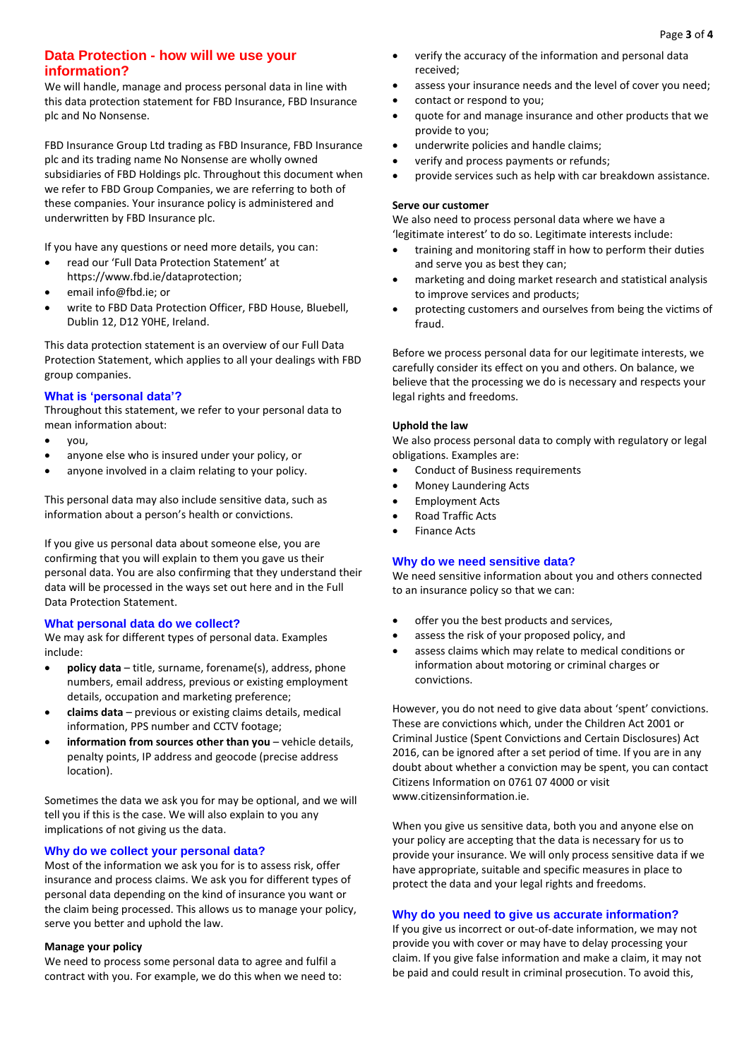## Data Protection - how will we use your information?

We will handle, manage and process personal data in line with this data protection statement for FBD Insurance, FBD Insurance plc and No Nonsense.

FBD Insurance Group Ltd trading as FBD Insurance, FBD Insurance plc and its trading name No Nonsense are wholly owned subsidiaries of FBD Holdings plc. Throughout this document when we refer to FBD Group Companies, we are referring to both of these companies. Your insurance policy is administered and underwritten by FBD Insurance plc.

If you have any questions or need more details, you can:

- read our 'Full Data Protection Statement' at https://www.fbd.ie/dataprotection;
- email info@fbd.ie; or
- write to FBD Data Protection Officer, FBD House, Bluebell, Dublin 12, D12 Y0HE, Ireland.

This data protection statement is an overview of our Full Data Protection Statement, which applies to all your dealings with FBD group companies.

### What is 'personal data'?

Throughout this statement, we refer to your personal data to mean information about:

- you,
- anyone else who is insured under your policy, or
- anyone involved in a claim relating to your policy.

This personal data may also include sensitive data, such as information about a person's health or convictions.

If you give us personal data about someone else, you are confirming that you will explain to them you gave us their personal data. You are also confirming that they understand their data will be processed in the ways set out here and in the Full Data Protection Statement.

### What personal data do we collect?

We may ask for different types of personal data. Examples include:

- **policy data** – title, surname, forename(s), address, phone numbers, email address, previous or existing employment details, occupation and marketing preference;
- **claims data** – previous or existing claims details, medical information, PPS number and CCTV footage;
- **information from sources other than you** – vehicle details, penalty points, IP address and geocode (precise address location).

Sometimes the data we ask you for may be optional, and we will tell you if this is the case. We will also explain to you any implications of not giving us the data.

### Why do we collect your personal data?

Most of the information we ask you for is to assess risk, offer insurance and process claims. We ask you for different types of personal data depending on the kind of insurance you want or the claim being processed. This allows us to manage your policy, serve you better and uphold the law.

**Manage your policy**

We need to process some personal data to agree and fulfil a contract with you. For example, we do this when we need to:

- verify the accuracy of the information and personal data received;
- assess your insurance needs and the level of cover you need;
- contact or respond to you;
- quote for and manage insurance and other products that we provide to you;
- underwrite policies and handle claims;
- verify and process payments or refunds;
- provide services such as help with car breakdown assistance.

**Serve our customer**

We also need to process personal data where we have a 'legitimate interest' to do so. Legitimate interests include:

- training and monitoring staff in how to perform their duties and serve you as best they can;
- marketing and doing market research and statistical analysis to improve services and products;
- protecting customers and ourselves from being the victims of fraud.

Before we process personal data for our legitimate interests, we carefully consider its effect on you and others. On balance, we believe that the processing we do is necessary and respects your legal rights and freedoms.

**Uphold the law**

We also process personal data to comply with regulatory or legal obligations. Examples are:

- Conduct of Business requirements
- Money Laundering Acts
- Employment Acts
- Road Traffic Acts
- Finance Acts

### Why do we need sensitive data?

We need sensitive information about you and others connected to an insurance policy so that we can:

- offer you the best products and services,
- assess the risk of your proposed policy, and
- assess claims which may relate to medical conditions or information about motoring or criminal charges or convictions.

However, you do not need to give data about 'spent' convictions. These are convictions which, under the Children Act 2001 or Criminal Justice (Spent Convictions and Certain Disclosures) Act 2016, can be ignored after a set period of time. If you are in any doubt about whether a conviction may be spent, you can contact Citizens Information on 0761 07 4000 or visit www.citizensinformation.ie.

When you give us sensitive data, both you and anyone else on your policy are accepting that the data is necessary for us to provide your insurance. We will only process sensitive data if we have appropriate, suitable and specific measures in place to protect the data and your legal rights and freedoms.

### Why do you need to give us accurate information?

If you give us incorrect or out-of-date information, we may not provide you with cover or may have to delay processing your claim. If you give false information and make a claim, it may not be paid and could result in criminal prosecution. To avoid this,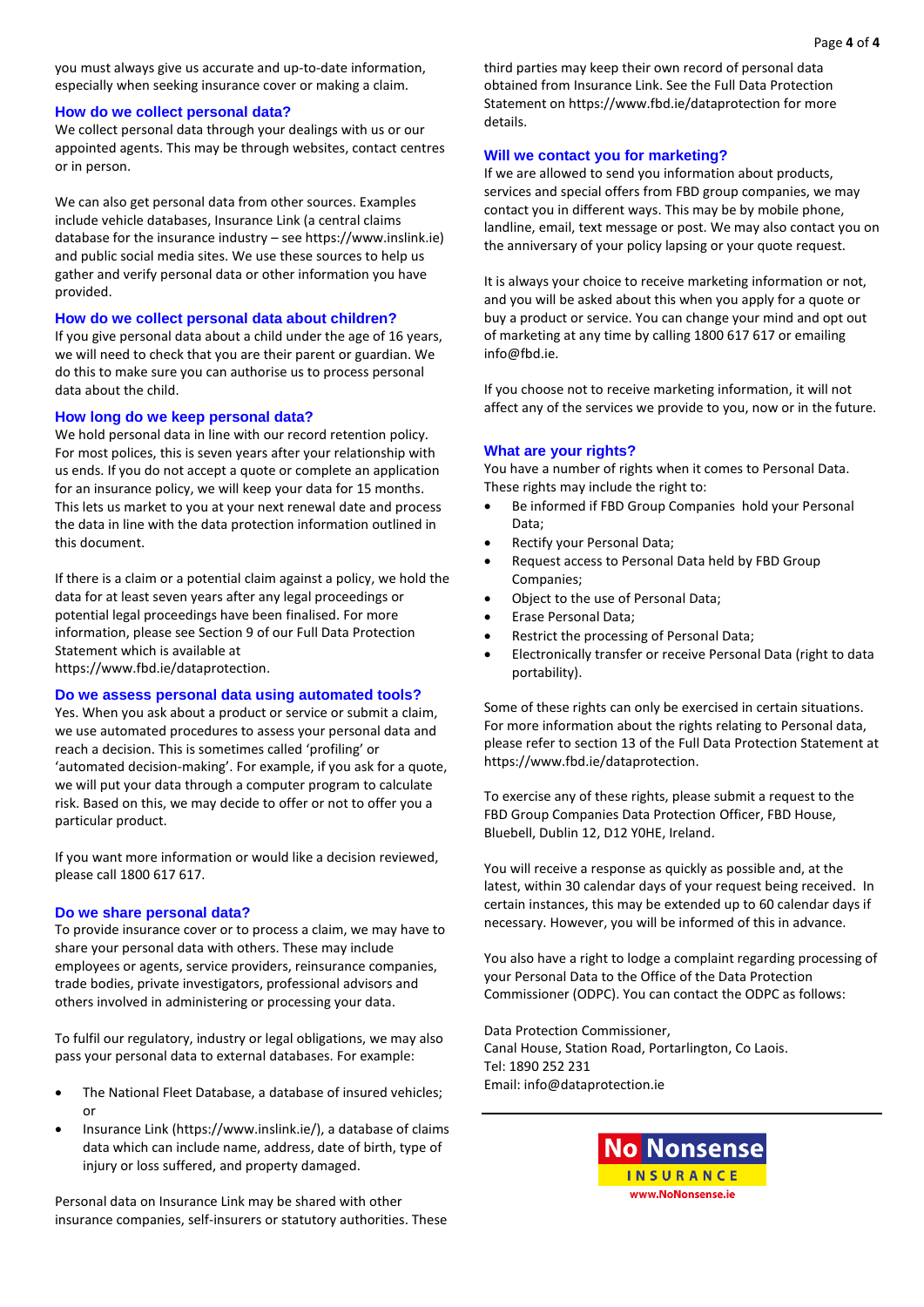you must always give us accurate and up-to-date information, especially when seeking insurance cover or making a claim.

## How do we collect personal data?

We collect personal data through your dealings with us or our appointed agents. This may be through websites, contact centres or in person.

We can also get personal data from other sources. Examples include vehicle databases, Insurance Link (a central claims database for the insurance industry – see https://www.inslink.ie) and public social media sites. We use these sources to help us gather and verify personal data or other information you have provided.

## How do we collect personal data about children?

If you give personal data about a child under the age of 16 years, we will need to check that you are their parent or guardian. We do this to make sure you can authorise us to process personal data about the child.

## How long do we keep personal data?

We hold personal data in line with our record retention policy. For most polices, this is seven years after your relationship with us ends. If you do not accept a quote or complete an application for an insurance policy, we will keep your data for 15 months. This lets us market to you at your next renewal date and process the data in line with the data protection information outlined in this document.

If there is a claim or a potential claim against a policy, we hold the data for at least seven years after any legal proceedings or potential legal proceedings have been finalised. For more information, please see Section 9 of our Full Data Protection Statement which is available at https://www.fbd.ie/dataprotection.

## Do we assess personal data using automated tools?

Yes. When you ask about a product or service or submit a claim, we use automated procedures to assess your personal data and reach a decision. This is sometimes called 'profiling' or 'automated decision-making'. For example, if you ask for a quote, we will put your data through a computer program to calculate risk. Based on this, we may decide to offer or not to offer you a particular product.

If you want more information or would like a decision reviewed, please call 1800 617 617.

## Do we share personal data?

To provide insurance cover or to process a claim, we may have to share your personal data with others. These may include employees or agents, service providers, reinsurance companies, trade bodies, private investigators, professional advisors and others involved in administering or processing your data.

To fulfil our regulatory, industry or legal obligations, we may also pass your personal data to external databases. For example:

- The National Fleet Database, a database of insured vehicles; or
- Insurance Link (https://www.inslink.ie/), a database of claims data which can include name, address, date of birth, type of injury or loss suffered, and property damaged.

Personal data on Insurance Link may be shared with other insurance companies, self-insurers or statutory authorities. These third parties may keep their own record of personal data obtained from Insurance Link. See the Full Data Protection Statement on https://www.fbd.ie/dataprotection for more details.

## Will we contact you for marketing?

If we are allowed to send you information about products, services and special offers from FBD group companies, we may contact you in different ways. This may be by mobile phone, landline, email, text message or post. We may also contact you on the anniversary of your policy lapsing or your quote request.

It is always your choice to receive marketing information or not, and you will be asked about this when you apply for a quote or buy a product or service. You can change your mind and opt out of marketing at any time by calling 1800 617 617 or emailing info@fbd.ie.

If you choose not to receive marketing information, it will not affect any of the services we provide to you, now or in the future.

## What are your rights?

You have a number of rights when it comes to Personal Data. These rights may include the right to:

- Be informed if FBD Group Companies hold your Personal Data;
- Rectify your Personal Data;
- Request access to Personal Data held by FBD Group Companies;
- Object to the use of Personal Data;
- Erase Personal Data;
- Restrict the processing of Personal Data;
- Electronically transfer or receive Personal Data (right to data portability).

Some of these rights can only be exercised in certain situations. For more information about the rights relating to Personal data, please refer to section 13 of the Full Data Protection Statement at https://www.fbd.ie/dataprotection.

To exercise any of these rights, please submit a request to the FBD Group Companies Data Protection Officer, FBD House, Bluebell, Dublin 12, D12 Y0HE, Ireland.

You will receive a response as quickly as possible and, at the latest, within 30 calendar days of your request being received. In certain instances, this may be extended up to 60 calendar days if necessary. However, you will be informed of this in advance.

You also have a right to lodge a complaint regarding processing of your Personal Data to the Office of the Data Protection Commissioner (ODPC). You can contact the ODPC as follows:

Data Protection Commissioner,
Canal House, Station Road, Portarlington, Co Laois.
Tel: 1890 252 231
Email: info@dataprotection.ie

No Nonsense
INSURANCE
www.NoNonsense.ie